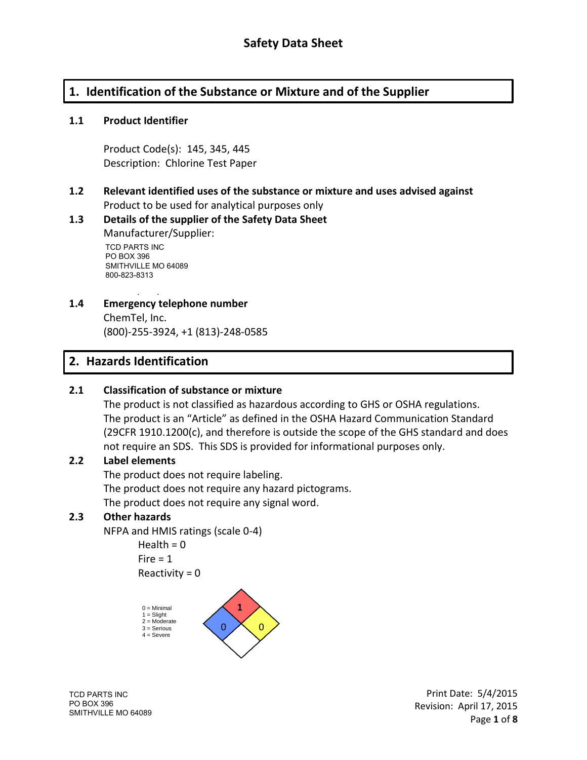# Safety Data Sheet

## 1. Identification of the Substance or Mixture and of the Supplier

### 1.1 Product Identifier

Product Code(s): 145, 345, 445
Description: Chlorine Test Paper

### 1.2 Relevant identified uses of the substance or mixture and uses advised against

Product to be used for analytical purposes only

### 1.3 Details of the supplier of the Safety Data Sheet

Manufacturer/Supplier:

TCD PARTS INC
PO BOX 396
SMITHVILLE MO 64089
800-823-8313

### 1.4 Emergency telephone number

ChemTel, Inc.
(800)-255-3924, +1 (813)-248-0585

## 2. Hazards Identification

### 2.1 Classification of substance or mixture

The product is not classified as hazardous according to GHS or OSHA regulations. The product is an "Article" as defined in the OSHA Hazard Communication Standard (29CFR 1910.1200(c), and therefore is outside the scope of the GHS standard and does not require an SDS. This SDS is provided for informational purposes only.

### 2.2 Label elements

The product does not require labeling.
The product does not require any hazard pictograms.
The product does not require any signal word.

### 2.3 Other hazards

NFPA and HMIS ratings (scale 0-4)

- Health = 0
- Fire = 1
- Reactivity = 0

0 = Minimal
1 = Slight
2 = Moderate
3 = Serious
4 = Severe

| Fire (red) | Health (blue) | Reactivity (yellow) | Special (white) |
|---|---|---|---|
| 1 | 0 | 0 | |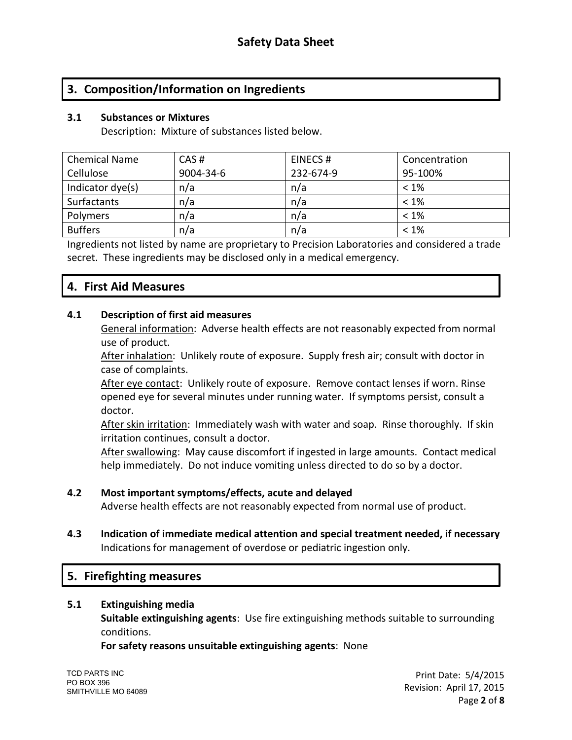## 3. Composition/Information on Ingredients

### 3.1 Substances or Mixtures

Description: Mixture of substances listed below.

| Chemical Name | CAS # | EINECS # | Concentration |
| --- | --- | --- | --- |
| Cellulose | 9004-34-6 | 232-674-9 | 95-100% |
| Indicator dye(s) | n/a | n/a | < 1% |
| Surfactants | n/a | n/a | < 1% |
| Polymers | n/a | n/a | < 1% |
| Buffers | n/a | n/a | < 1% |

Ingredients not listed by name are proprietary to Precision Laboratories and considered a trade secret. These ingredients may be disclosed only in a medical emergency.

## 4. First Aid Measures

### 4.1 Description of first aid measures

General information: Adverse health effects are not reasonably expected from normal use of product.

After inhalation: Unlikely route of exposure. Supply fresh air; consult with doctor in case of complaints.

After eye contact: Unlikely route of exposure. Remove contact lenses if worn. Rinse opened eye for several minutes under running water. If symptoms persist, consult a doctor.

After skin irritation: Immediately wash with water and soap. Rinse thoroughly. If skin irritation continues, consult a doctor.

After swallowing: May cause discomfort if ingested in large amounts. Contact medical help immediately. Do not induce vomiting unless directed to do so by a doctor.

### 4.2 Most important symptoms/effects, acute and delayed

Adverse health effects are not reasonably expected from normal use of product.

### 4.3 Indication of immediate medical attention and special treatment needed, if necessary

Indications for management of overdose or pediatric ingestion only.

## 5. Firefighting measures

### 5.1 Extinguishing media

**Suitable extinguishing agents**: Use fire extinguishing methods suitable to surrounding conditions.

**For safety reasons unsuitable extinguishing agents**: None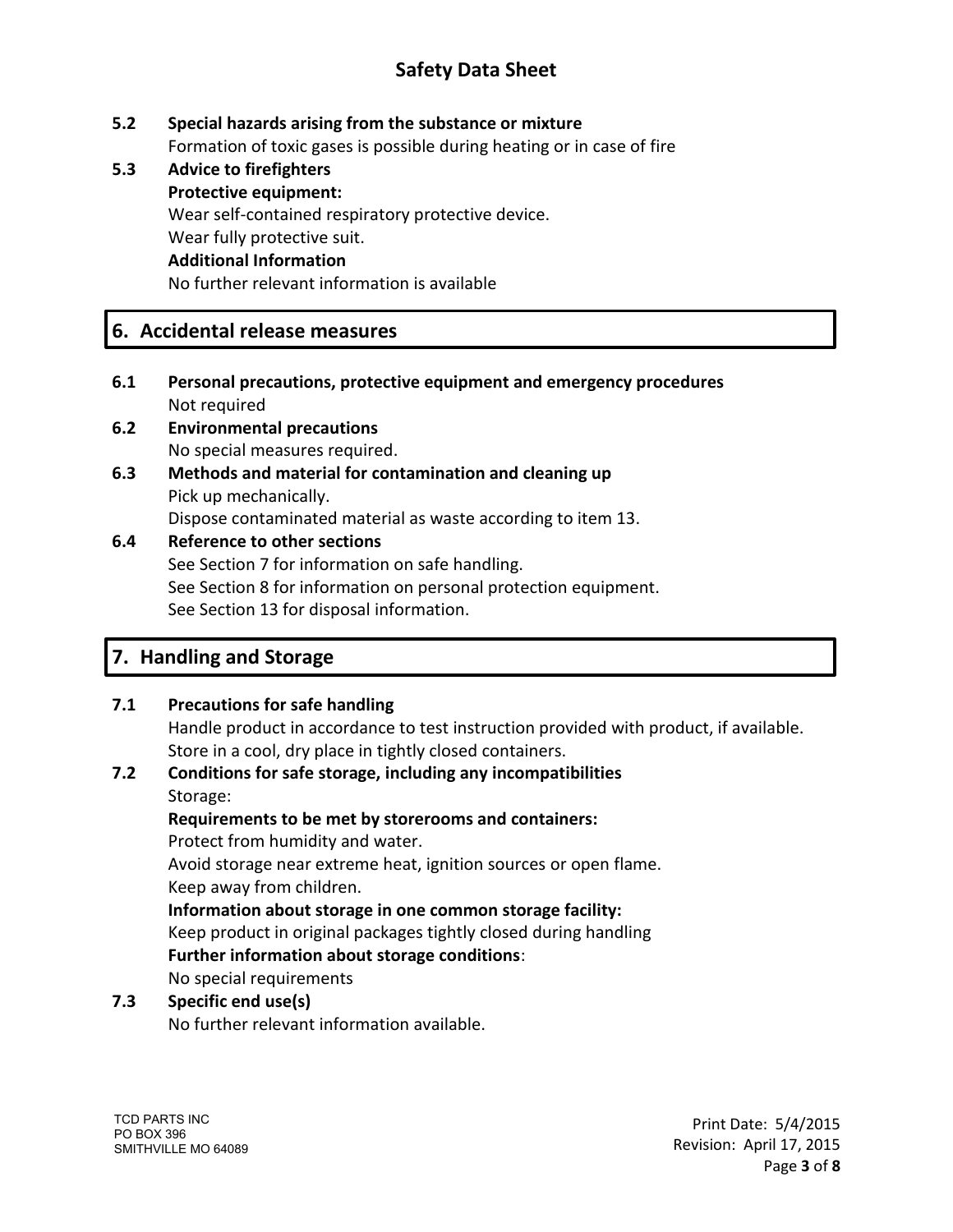**5.2 Special hazards arising from the substance or mixture**

Formation of toxic gases is possible during heating or in case of fire

**5.3 Advice to firefighters**

**Protective equipment:**

Wear self-contained respiratory protective device.

Wear fully protective suit.

**Additional Information**

No further relevant information is available

## 6. Accidental release measures

**6.1 Personal precautions, protective equipment and emergency procedures**

Not required

**6.2 Environmental precautions**

No special measures required.

**6.3 Methods and material for contamination and cleaning up**

Pick up mechanically.

Dispose contaminated material as waste according to item 13.

**6.4 Reference to other sections**

See Section 7 for information on safe handling.

See Section 8 for information on personal protection equipment.

See Section 13 for disposal information.

## 7. Handling and Storage

**7.1 Precautions for safe handling**

Handle product in accordance to test instruction provided with product, if available.

Store in a cool, dry place in tightly closed containers.

**7.2 Conditions for safe storage, including any incompatibilities**

Storage:

**Requirements to be met by storerooms and containers:**

Protect from humidity and water.

Avoid storage near extreme heat, ignition sources or open flame.

Keep away from children.

**Information about storage in one common storage facility:**

Keep product in original packages tightly closed during handling

**Further information about storage conditions**:

No special requirements

**7.3 Specific end use(s)**

No further relevant information available.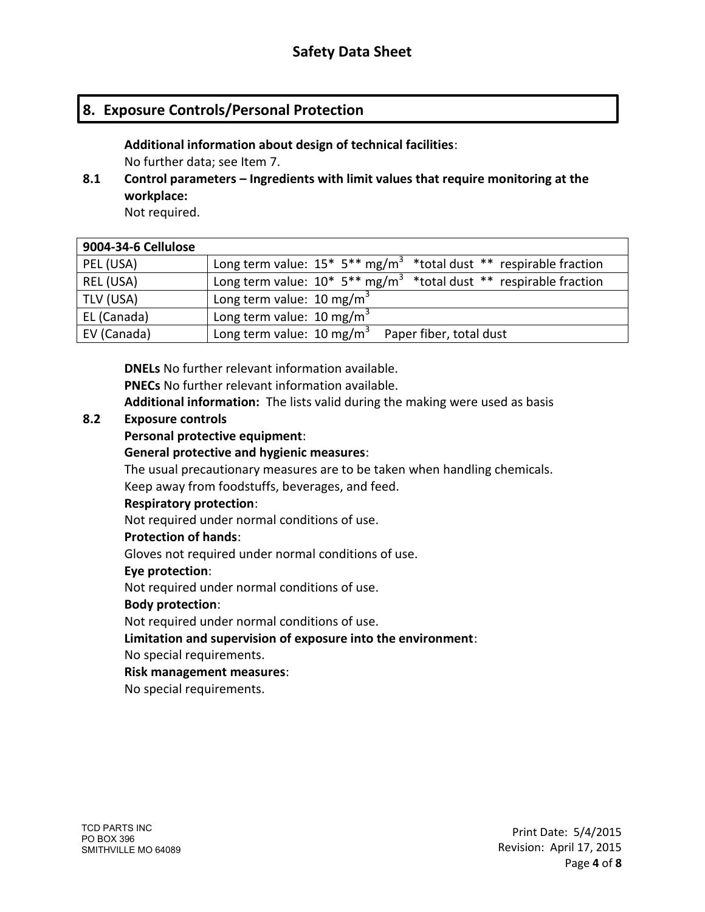# Safety Data Sheet

## 8. Exposure Controls/Personal Protection

**Additional information about design of technical facilities**:
No further data; see Item 7.

**8.1 Control parameters – Ingredients with limit values that require monitoring at the workplace:**
Not required.

| 9004-34-6 Cellulose | |
|---|---|
| PEL (USA) | Long term value: 15* 5** $mg/m^3$ *total dust ** respirable fraction |
| REL (USA) | Long term value: 10* 5** $mg/m^3$ *total dust ** respirable fraction |
| TLV (USA) | Long term value: 10 $mg/m^3$ |
| EL (Canada) | Long term value: 10 $mg/m^3$ |
| EV (Canada) | Long term value: 10 $mg/m^3$ Paper fiber, total dust |

**DNELs** No further relevant information available.
**PNECs** No further relevant information available.
**Additional information:** The lists valid during the making were used as basis

**8.2 Exposure controls**

**Personal protective equipment**:

**General protective and hygienic measures**:
The usual precautionary measures are to be taken when handling chemicals.
Keep away from foodstuffs, beverages, and feed.

**Respiratory protection**:
Not required under normal conditions of use.

**Protection of hands**:
Gloves not required under normal conditions of use.

**Eye protection**:
Not required under normal conditions of use.

**Body protection**:
Not required under normal conditions of use.

**Limitation and supervision of exposure into the environment**:
No special requirements.

**Risk management measures**:
No special requirements.

TCD PARTS INC
PO BOX 396
SMITHVILLE MO 64089

Print Date: 5/4/2015
Revision: April 17, 2015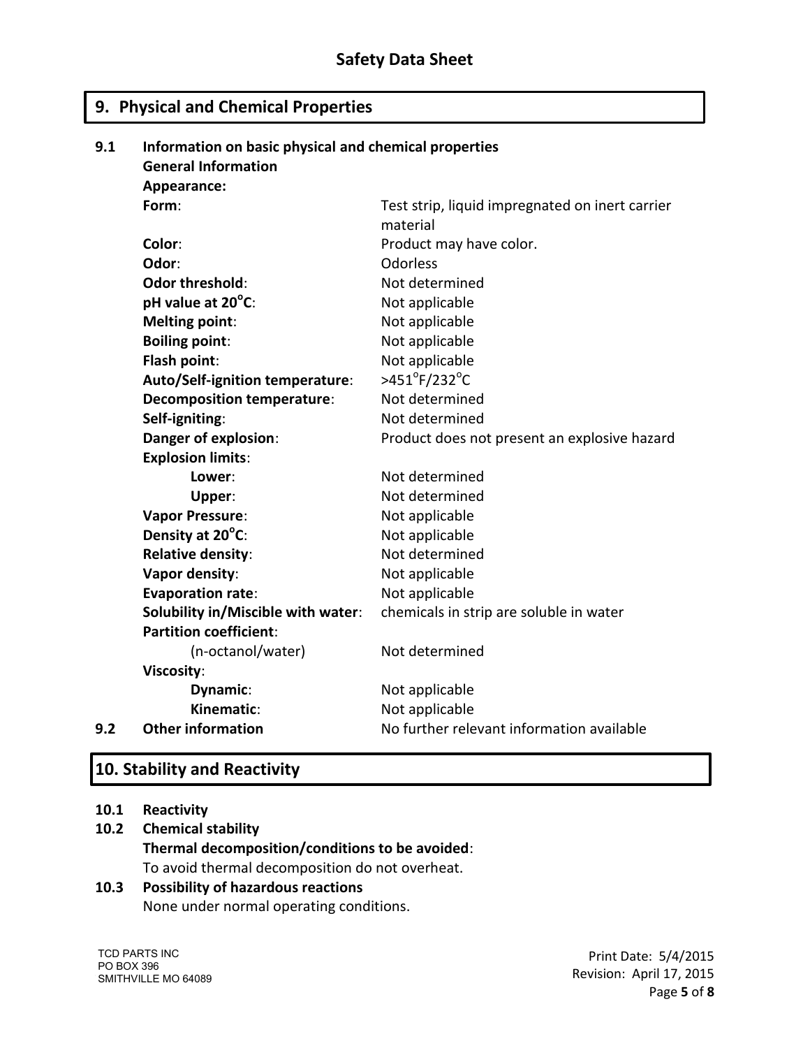## 9. Physical and Chemical Properties

**9.1 Information on basic physical and chemical properties**

**General Information**

**Appearance:**

| Property | Value |
|---|---|
| **Form**: | Test strip, liquid impregnated on inert carrier material |
| **Color**: | Product may have color. |
| **Odor**: | Odorless |
| **Odor threshold**: | Not determined |
| **pH value at 20°C**: | Not applicable |
| **Melting point**: | Not applicable |
| **Boiling point**: | Not applicable |
| **Flash point**: | Not applicable |
| **Auto/Self-ignition temperature**: | >451°F/232°C |
| **Decomposition temperature**: | Not determined |
| **Self-igniting**: | Not determined |
| **Danger of explosion**: | Product does not present an explosive hazard |
| **Explosion limits**: | |
| **Lower**: | Not determined |
| **Upper**: | Not determined |
| **Vapor Pressure**: | Not applicable |
| **Density at 20°C**: | Not applicable |
| **Relative density**: | Not determined |
| **Vapor density**: | Not applicable |
| **Evaporation rate**: | Not applicable |
| **Solubility in/Miscible with water**: | chemicals in strip are soluble in water |
| **Partition coefficient**: | |
| (n-octanol/water) | Not determined |
| **Viscosity**: | |
| **Dynamic**: | Not applicable |
| **Kinematic**: | Not applicable |

**9.2 Other information**: No further relevant information available

## 10. Stability and Reactivity

**10.1 Reactivity**

**10.2 Chemical stability**

**Thermal decomposition/conditions to be avoided**:
To avoid thermal decomposition do not overheat.

**10.3 Possibility of hazardous reactions**

None under normal operating conditions.

TCD PARTS INC
PO BOX 396
SMITHVILLE MO 64089

Print Date: 5/4/2015
Revision: April 17, 2015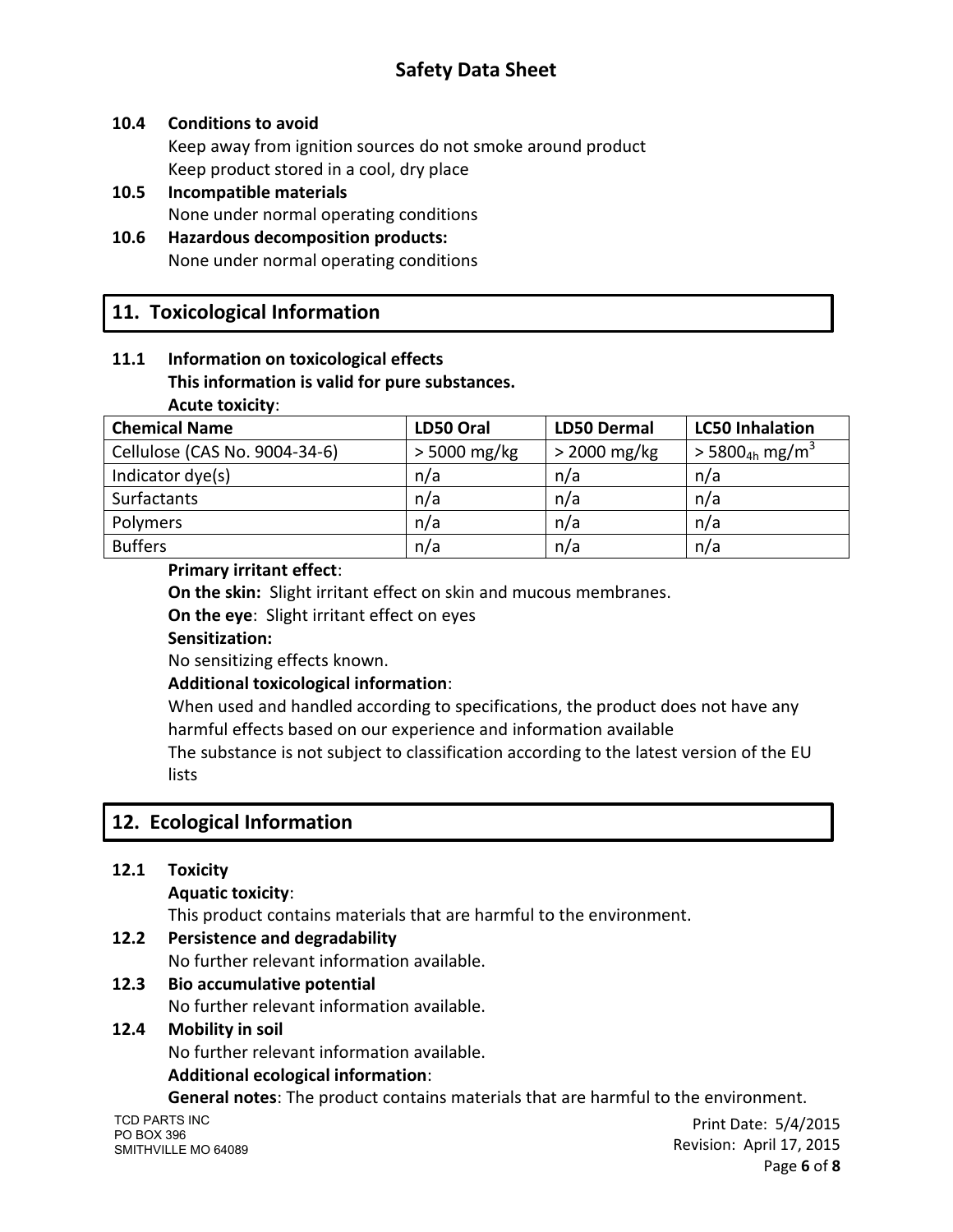**10.4 Conditions to avoid**

Keep away from ignition sources do not smoke around product
Keep product stored in a cool, dry place

**10.5 Incompatible materials**

None under normal operating conditions

**10.6 Hazardous decomposition products:**

None under normal operating conditions

## 11. Toxicological Information

**11.1 Information on toxicological effects**

**This information is valid for pure substances.**

**Acute toxicity**:

| Chemical Name | LD50 Oral | LD50 Dermal | LC50 Inhalation |
|---|---|---|---|
| Cellulose (CAS No. 9004-34-6) | > 5000 mg/kg | > 2000 mg/kg | $> 5800_{4h}$ mg/m$^3$ |
| Indicator dye(s) | n/a | n/a | n/a |
| Surfactants | n/a | n/a | n/a |
| Polymers | n/a | n/a | n/a |
| Buffers | n/a | n/a | n/a |

**Primary irritant effect**:

**On the skin:** Slight irritant effect on skin and mucous membranes.

**On the eye**: Slight irritant effect on eyes

**Sensitization:**

No sensitizing effects known.

**Additional toxicological information**:

When used and handled according to specifications, the product does not have any harmful effects based on our experience and information available

The substance is not subject to classification according to the latest version of the EU lists

## 12. Ecological Information

**12.1 Toxicity**

**Aquatic toxicity**:

This product contains materials that are harmful to the environment.

**12.2 Persistence and degradability**

No further relevant information available.

**12.3 Bio accumulative potential**

No further relevant information available.

**12.4 Mobility in soil**

No further relevant information available.

**Additional ecological information**:

**General notes**: The product contains materials that are harmful to the environment.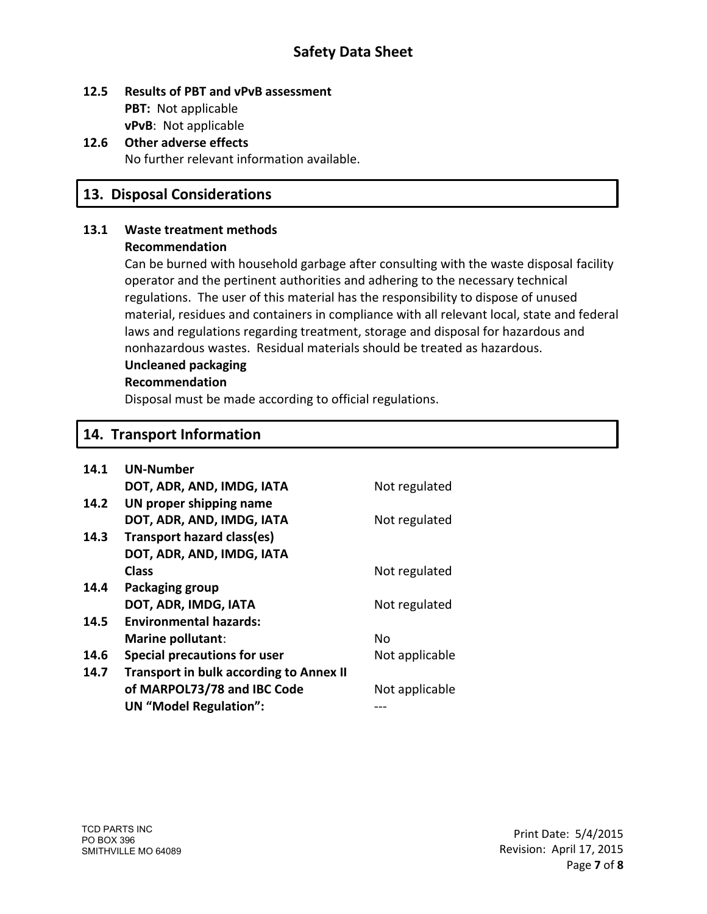**12.5 Results of PBT and vPvB assessment**

**PBT:** Not applicable

**vPvB**: Not applicable

**12.6 Other adverse effects**

No further relevant information available.

## 13. Disposal Considerations

**13.1 Waste treatment methods**

**Recommendation**

Can be burned with household garbage after consulting with the waste disposal facility operator and the pertinent authorities and adhering to the necessary technical regulations. The user of this material has the responsibility to dispose of unused material, residues and containers in compliance with all relevant local, state and federal laws and regulations regarding treatment, storage and disposal for hazardous and nonhazardous wastes. Residual materials should be treated as hazardous.

**Uncleaned packaging**

**Recommendation**

Disposal must be made according to official regulations.

## 14. Transport Information

| | | |
|---|---|---|
| **14.1** | **UN-Number** | |
| | **DOT, ADR, AND, IMDG, IATA** | Not regulated |
| **14.2** | **UN proper shipping name** | |
| | **DOT, ADR, AND, IMDG, IATA** | Not regulated |
| **14.3** | **Transport hazard class(es)** | |
| | **DOT, ADR, AND, IMDG, IATA** | |
| | **Class** | Not regulated |
| **14.4** | **Packaging group** | |
| | **DOT, ADR, IMDG, IATA** | Not regulated |
| **14.5** | **Environmental hazards:** | |
| | **Marine pollutant**: | No |
| **14.6** | **Special precautions for user** | Not applicable |
| **14.7** | **Transport in bulk according to Annex II of MARPOL73/78 and IBC Code** | Not applicable |
| | **UN "Model Regulation":** | --- |

TCD PARTS INC
PO BOX 396
SMITHVILLE MO 64089

Print Date: 5/4/2015
Revision: April 17, 2015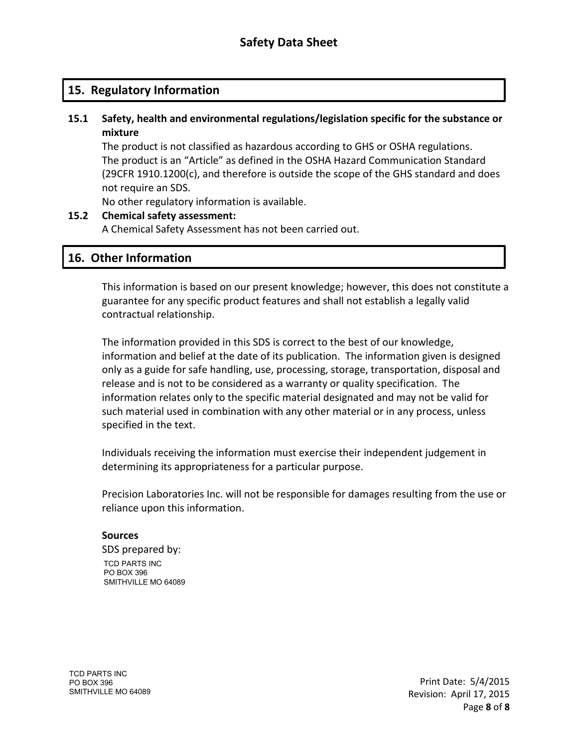## 15. Regulatory Information

**15.1 Safety, health and environmental regulations/legislation specific for the substance or mixture**

The product is not classified as hazardous according to GHS or OSHA regulations.
The product is an "Article" as defined in the OSHA Hazard Communication Standard (29CFR 1910.1200(c), and therefore is outside the scope of the GHS standard and does not require an SDS.
No other regulatory information is available.

**15.2 Chemical safety assessment:**

A Chemical Safety Assessment has not been carried out.

## 16. Other Information

This information is based on our present knowledge; however, this does not constitute a guarantee for any specific product features and shall not establish a legally valid contractual relationship.

The information provided in this SDS is correct to the best of our knowledge, information and belief at the date of its publication. The information given is designed only as a guide for safe handling, use, processing, storage, transportation, disposal and release and is not to be considered as a warranty or quality specification. The information relates only to the specific material designated and may not be valid for such material used in combination with any other material or in any process, unless specified in the text.

Individuals receiving the information must exercise their independent judgement in determining its appropriateness for a particular purpose.

Precision Laboratories Inc. will not be responsible for damages resulting from the use or reliance upon this information.

**Sources**

SDS prepared by:
TCD PARTS INC
PO BOX 396
SMITHVILLE MO 64089